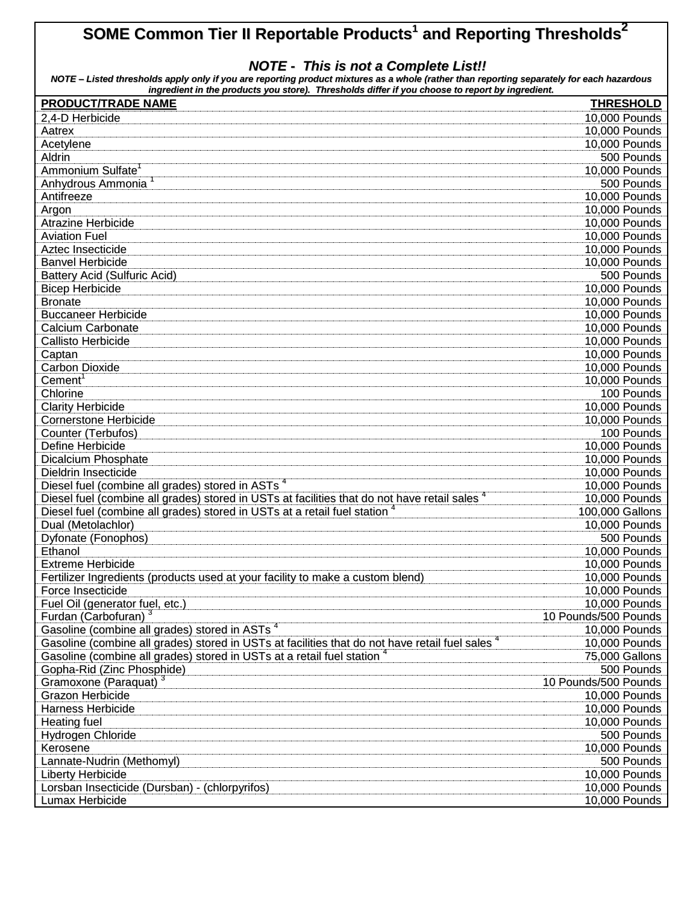# SOME Common Tier II Reportable Products[1] and Reporting Thresholds[2]

***NOTE - This is not a Complete List!!***

***NOTE – Listed thresholds apply only if you are reporting product mixtures as a whole (rather than reporting separately for each hazardous ingredient in the products you store). Thresholds differ if you choose to report by ingredient.***

| PRODUCT/TRADE NAME | THRESHOLD |
|---|---|
| 2,4-D Herbicide | 10,000 Pounds |
| Aatrex | 10,000 Pounds |
| Acetylene | 10,000 Pounds |
| Aldrin | 500 Pounds |
| Ammonium Sulfate[1] | 10,000 Pounds |
| Anhydrous Ammonia [1] | 500 Pounds |
| Antifreeze | 10,000 Pounds |
| Argon | 10,000 Pounds |
| Atrazine Herbicide | 10,000 Pounds |
| Aviation Fuel | 10,000 Pounds |
| Aztec Insecticide | 10,000 Pounds |
| Banvel Herbicide | 10,000 Pounds |
| Battery Acid (Sulfuric Acid) | 500 Pounds |
| Bicep Herbicide | 10,000 Pounds |
| Bronate | 10,000 Pounds |
| Buccaneer Herbicide | 10,000 Pounds |
| Calcium Carbonate | 10,000 Pounds |
| Callisto Herbicide | 10,000 Pounds |
| Captan | 10,000 Pounds |
| Carbon Dioxide | 10,000 Pounds |
| Cement[1] | 10,000 Pounds |
| Chlorine | 100 Pounds |
| Clarity Herbicide | 10,000 Pounds |
| Cornerstone Herbicide | 10,000 Pounds |
| Counter (Terbufos) | 100 Pounds |
| Define Herbicide | 10,000 Pounds |
| Dicalcium Phosphate | 10,000 Pounds |
| Dieldrin Insecticide | 10,000 Pounds |
| Diesel fuel (combine all grades) stored in ASTs [4] | 10,000 Pounds |
| Diesel fuel (combine all grades) stored in USTs at facilities that do not have retail sales [4] | 10,000 Pounds |
| Diesel fuel (combine all grades) stored in USTs at a retail fuel station [4] | 100,000 Gallons |
| Dual (Metolachlor) | 10,000 Pounds |
| Dyfonate (Fonophos) | 500 Pounds |
| Ethanol | 10,000 Pounds |
| Extreme Herbicide | 10,000 Pounds |
| Fertilizer Ingredients (products used at your facility to make a custom blend) | 10,000 Pounds |
| Force Insecticide | 10,000 Pounds |
| Fuel Oil (generator fuel, etc.) | 10,000 Pounds |
| Furdan (Carbofuran) [3] | 10 Pounds/500 Pounds |
| Gasoline (combine all grades) stored in ASTs [4] | 10,000 Pounds |
| Gasoline (combine all grades) stored in USTs at facilities that do not have retail fuel sales [4] | 10,000 Pounds |
| Gasoline (combine all grades) stored in USTs at a retail fuel station [4] | 75,000 Gallons |
| Gopha-Rid (Zinc Phosphide) | 500 Pounds |
| Gramoxone (Paraquat) [3] | 10 Pounds/500 Pounds |
| Grazon Herbicide | 10,000 Pounds |
| Harness Herbicide | 10,000 Pounds |
| Heating fuel | 10,000 Pounds |
| Hydrogen Chloride | 500 Pounds |
| Kerosene | 10,000 Pounds |
| Lannate-Nudrin (Methomyl) | 500 Pounds |
| Liberty Herbicide | 10,000 Pounds |
| Lorsban Insecticide (Dursban) - (chlorpyrifos) | 10,000 Pounds |
| Lumax Herbicide | 10,000 Pounds |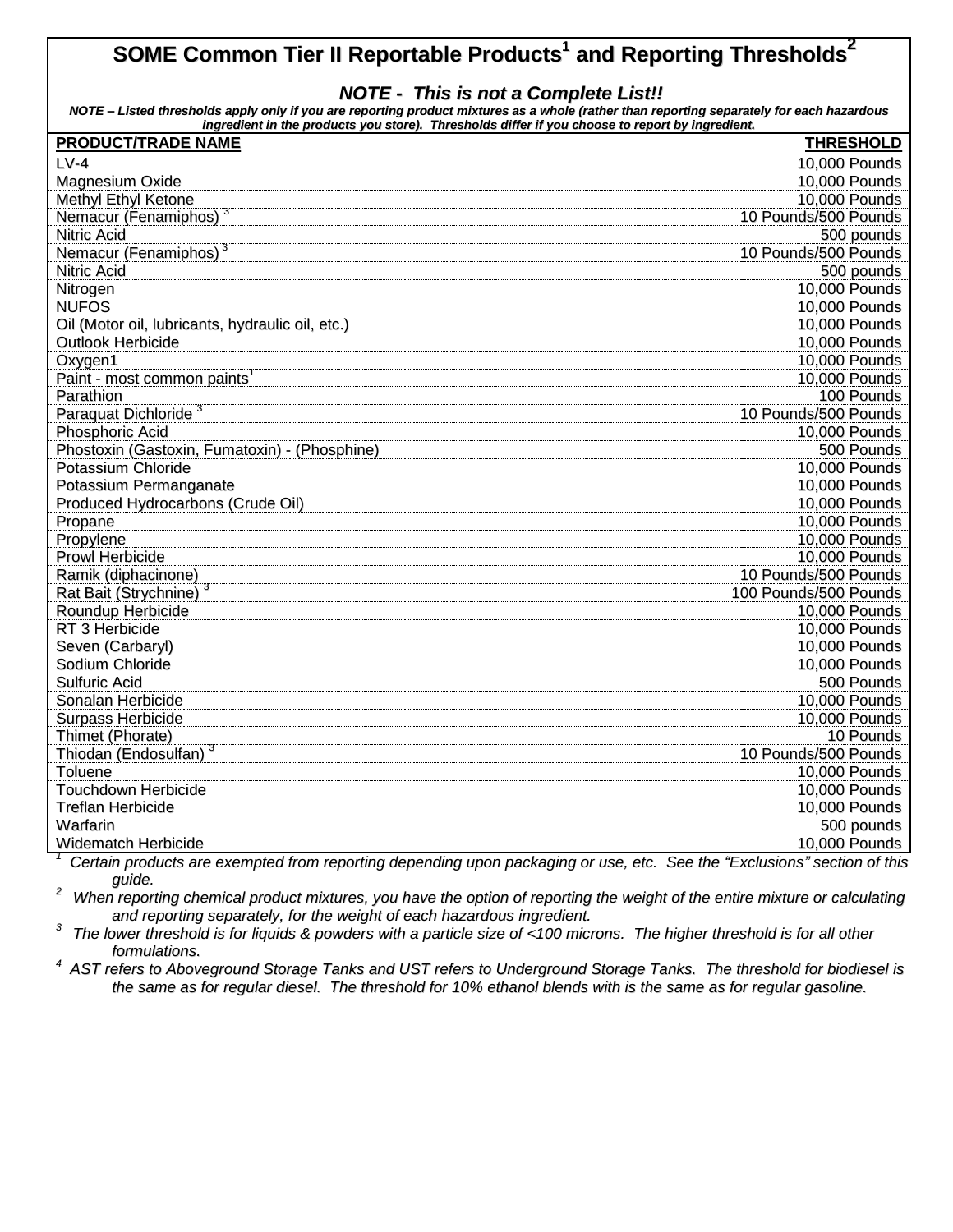# SOME Common Tier II Reportable Products[1] and Reporting Thresholds[2]

***NOTE - This is not a Complete List!!***

***NOTE – Listed thresholds apply only if you are reporting product mixtures as a whole (rather than reporting separately for each hazardous ingredient in the products you store). Thresholds differ if you choose to report by ingredient.***

| PRODUCT/TRADE NAME | THRESHOLD |
|---|---|
| LV-4 | 10,000 Pounds |
| Magnesium Oxide | 10,000 Pounds |
| Methyl Ethyl Ketone | 10,000 Pounds |
| Nemacur (Fenamiphos) [3] | 10 Pounds/500 Pounds |
| Nitric Acid | 500 pounds |
| Nemacur (Fenamiphos) [3] | 10 Pounds/500 Pounds |
| Nitric Acid | 500 pounds |
| Nitrogen | 10,000 Pounds |
| NUFOS | 10,000 Pounds |
| Oil (Motor oil, lubricants, hydraulic oil, etc.) | 10,000 Pounds |
| Outlook Herbicide | 10,000 Pounds |
| Oxygen1 | 10,000 Pounds |
| Paint - most common paints[1] | 10,000 Pounds |
| Parathion | 100 Pounds |
| Paraquat Dichloride [3] | 10 Pounds/500 Pounds |
| Phosphoric Acid | 10,000 Pounds |
| Phostoxin (Gastoxin, Fumatoxin) - (Phosphine) | 500 Pounds |
| Potassium Chloride | 10,000 Pounds |
| Potassium Permanganate | 10,000 Pounds |
| Produced Hydrocarbons (Crude Oil) | 10,000 Pounds |
| Propane | 10,000 Pounds |
| Propylene | 10,000 Pounds |
| Prowl Herbicide | 10,000 Pounds |
| Ramik (diphacinone) | 10 Pounds/500 Pounds |
| Rat Bait (Strychnine) [3] | 100 Pounds/500 Pounds |
| Roundup Herbicide | 10,000 Pounds |
| RT 3 Herbicide | 10,000 Pounds |
| Seven (Carbaryl) | 10,000 Pounds |
| Sodium Chloride | 10,000 Pounds |
| Sulfuric Acid | 500 Pounds |
| Sonalan Herbicide | 10,000 Pounds |
| Surpass Herbicide | 10,000 Pounds |
| Thimet (Phorate) | 10 Pounds |
| Thiodan (Endosulfan) [3] | 10 Pounds/500 Pounds |
| Toluene | 10,000 Pounds |
| Touchdown Herbicide | 10,000 Pounds |
| Treflan Herbicide | 10,000 Pounds |
| Warfarin | 500 pounds |
| Widematch Herbicide | 10,000 Pounds |

*[1] Certain products are exempted from reporting depending upon packaging or use, etc. See the "Exclusions" section of this guide.*

*[2] When reporting chemical product mixtures, you have the option of reporting the weight of the entire mixture or calculating and reporting separately, for the weight of each hazardous ingredient.*

*[3] The lower threshold is for liquids & powders with a particle size of <100 microns. The higher threshold is for all other formulations.*

*[4] AST refers to Aboveground Storage Tanks and UST refers to Underground Storage Tanks. The threshold for biodiesel is the same as for regular diesel. The threshold for 10% ethanol blends with is the same as for regular gasoline.*